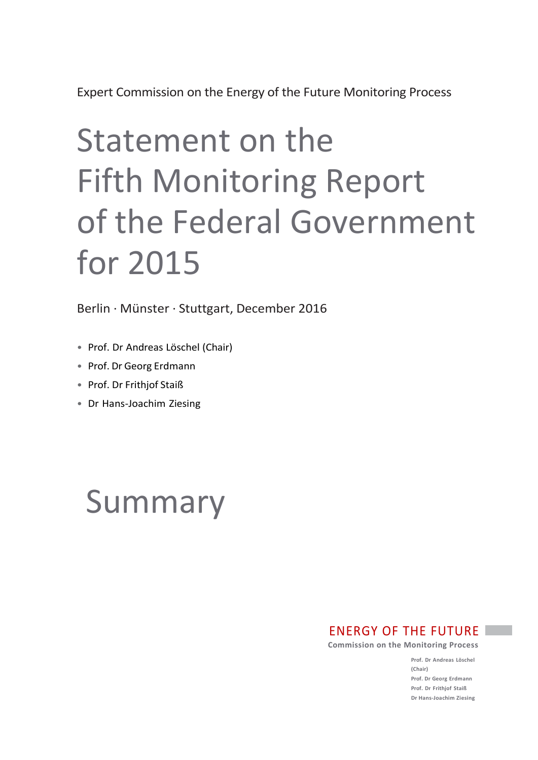Expert Commission on the Energy of the Future Monitoring Process

# Statement on the Fifth Monitoring Report of the Federal Government for 2015

Berlin · Münster · Stuttgart, December 2016

- Prof. Dr Andreas Löschel (Chair)
- Prof. Dr Georg Erdmann
- Prof. Dr Frithjof Staiß
- Dr Hans-Joachim Ziesing

# Summary

ENERGY OF THE FUTURE
Commission on the Monitoring Process

Prof. Dr Andreas Löschel (Chair)
Prof. Dr Georg Erdmann
Prof. Dr Frithjof Staiß
Dr Hans-Joachim Ziesing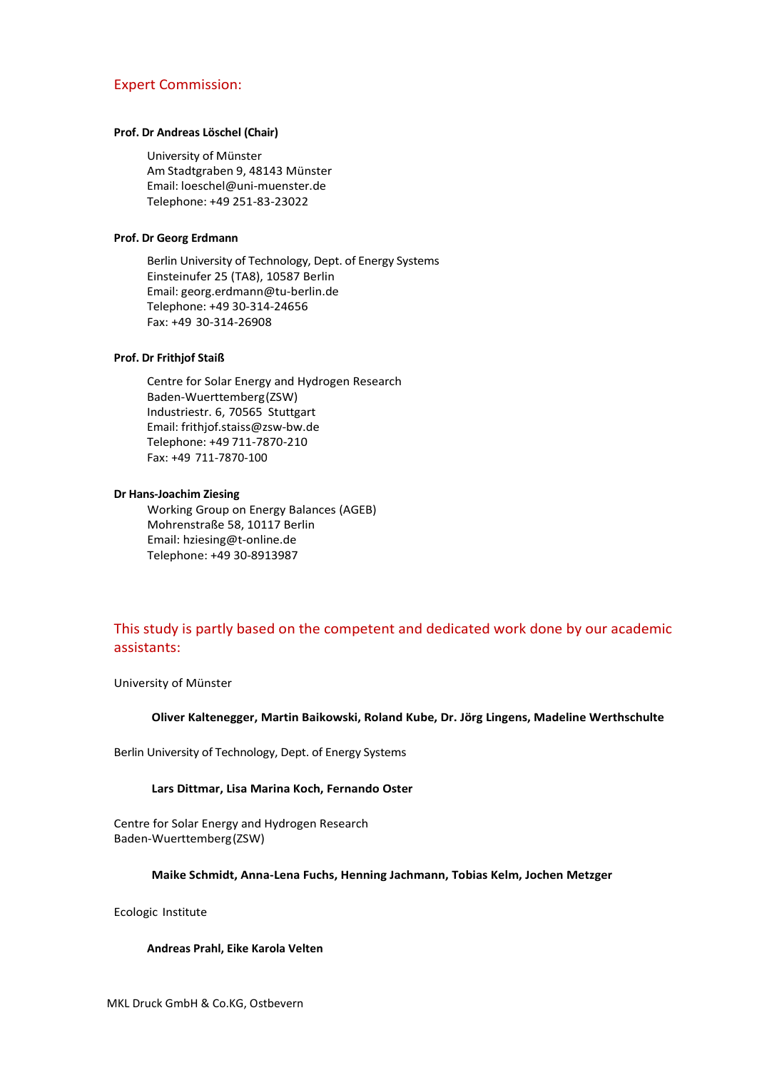## Expert Commission:

**Prof. Dr Andreas Löschel (Chair)**

University of Münster
Am Stadtgraben 9, 48143 Münster
Email: loeschel@uni-muenster.de
Telephone: +49 251-83-23022

**Prof. Dr Georg Erdmann**

Berlin University of Technology, Dept. of Energy Systems
Einsteinufer 25 (TA8), 10587 Berlin
Email: georg.erdmann@tu-berlin.de
Telephone: +49 30-314-24656
Fax: +49 30-314-26908

**Prof. Dr Frithjof Staiß**

Centre for Solar Energy and Hydrogen Research
Baden-Wuerttemberg (ZSW)
Industriestr. 6, 70565 Stuttgart
Email: frithjof.staiss@zsw-bw.de
Telephone: +49 711-7870-210
Fax: +49 711-7870-100

**Dr Hans-Joachim Ziesing**

Working Group on Energy Balances (AGEB)
Mohrenstraße 58, 10117 Berlin
Email: hziesing@t-online.de
Telephone: +49 30-8913987

## This study is partly based on the competent and dedicated work done by our academic assistants:

University of Münster

**Oliver Kaltenegger, Martin Baikowski, Roland Kube, Dr. Jörg Lingens, Madeline Werthschulte**

Berlin University of Technology, Dept. of Energy Systems

**Lars Dittmar, Lisa Marina Koch, Fernando Oster**

Centre for Solar Energy and Hydrogen Research
Baden-Wuerttemberg (ZSW)

**Maike Schmidt, Anna-Lena Fuchs, Henning Jachmann, Tobias Kelm, Jochen Metzger**

Ecologic Institute

**Andreas Prahl, Eike Karola Velten**

MKL Druck GmbH & Co.KG, Ostbevern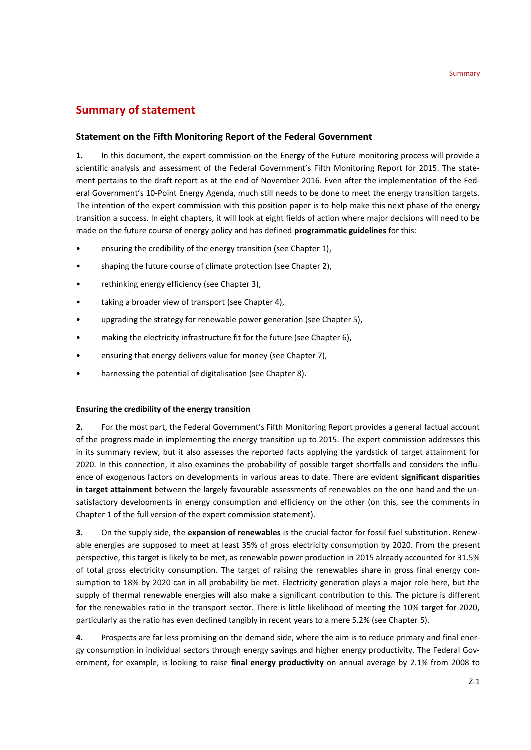## Summary of statement

### Statement on the Fifth Monitoring Report of the Federal Government

**1.** In this document, the expert commission on the Energy of the Future monitoring process will provide a scientific analysis and assessment of the Federal Government's Fifth Monitoring Report for 2015. The statement pertains to the draft report as at the end of November 2016. Even after the implementation of the Federal Government's 10-Point Energy Agenda, much still needs to be done to meet the energy transition targets. The intention of the expert commission with this position paper is to help make this next phase of the energy transition a success. In eight chapters, it will look at eight fields of action where major decisions will need to be made on the future course of energy policy and has defined **programmatic guidelines** for this:

- ensuring the credibility of the energy transition (see Chapter 1),
- shaping the future course of climate protection (see Chapter 2),
- rethinking energy efficiency (see Chapter 3),
- taking a broader view of transport (see Chapter 4),
- upgrading the strategy for renewable power generation (see Chapter 5),
- making the electricity infrastructure fit for the future (see Chapter 6),
- ensuring that energy delivers value for money (see Chapter 7),
- harnessing the potential of digitalisation (see Chapter 8).

#### Ensuring the credibility of the energy transition

**2.** For the most part, the Federal Government's Fifth Monitoring Report provides a general factual account of the progress made in implementing the energy transition up to 2015. The expert commission addresses this in its summary review, but it also assesses the reported facts applying the yardstick of target attainment for 2020. In this connection, it also examines the probability of possible target shortfalls and considers the influence of exogenous factors on developments in various areas to date. There are evident **significant disparities in target attainment** between the largely favourable assessments of renewables on the one hand and the unsatisfactory developments in energy consumption and efficiency on the other (on this, see the comments in Chapter 1 of the full version of the expert commission statement).

**3.** On the supply side, the **expansion of renewables** is the crucial factor for fossil fuel substitution. Renewable energies are supposed to meet at least 35% of gross electricity consumption by 2020. From the present perspective, this target is likely to be met, as renewable power production in 2015 already accounted for 31.5% of total gross electricity consumption. The target of raising the renewables share in gross final energy consumption to 18% by 2020 can in all probability be met. Electricity generation plays a major role here, but the supply of thermal renewable energies will also make a significant contribution to this. The picture is different for the renewables ratio in the transport sector. There is little likelihood of meeting the 10% target for 2020, particularly as the ratio has even declined tangibly in recent years to a mere 5.2% (see Chapter 5).

**4.** Prospects are far less promising on the demand side, where the aim is to reduce primary and final energy consumption in individual sectors through energy savings and higher energy productivity. The Federal Government, for example, is looking to raise **final energy productivity** on annual average by 2.1% from 2008 to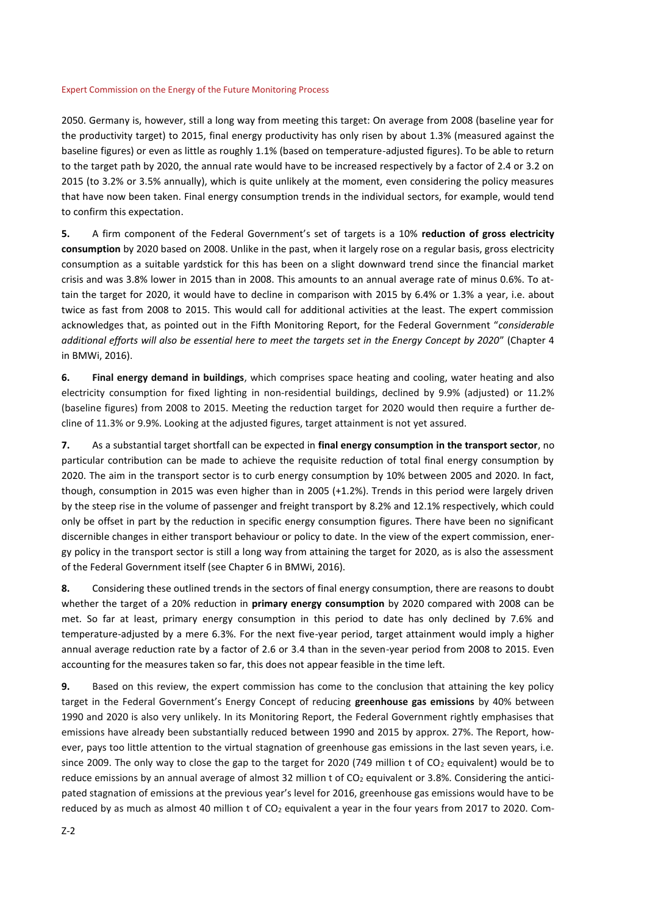2050. Germany is, however, still a long way from meeting this target: On average from 2008 (baseline year for the productivity target) to 2015, final energy productivity has only risen by about 1.3% (measured against the baseline figures) or even as little as roughly 1.1% (based on temperature-adjusted figures). To be able to return to the target path by 2020, the annual rate would have to be increased respectively by a factor of 2.4 or 3.2 on 2015 (to 3.2% or 3.5% annually), which is quite unlikely at the moment, even considering the policy measures that have now been taken. Final energy consumption trends in the individual sectors, for example, would tend to confirm this expectation.

**5.** A firm component of the Federal Government's set of targets is a 10% **reduction of gross electricity consumption** by 2020 based on 2008. Unlike in the past, when it largely rose on a regular basis, gross electricity consumption as a suitable yardstick for this has been on a slight downward trend since the financial market crisis and was 3.8% lower in 2015 than in 2008. This amounts to an annual average rate of minus 0.6%. To attain the target for 2020, it would have to decline in comparison with 2015 by 6.4% or 1.3% a year, i.e. about twice as fast from 2008 to 2015. This would call for additional activities at the least. The expert commission acknowledges that, as pointed out in the Fifth Monitoring Report, for the Federal Government "*considerable additional efforts will also be essential here to meet the targets set in the Energy Concept by 2020*" (Chapter 4 in BMWi, 2016).

**6.** **Final energy demand in buildings**, which comprises space heating and cooling, water heating and also electricity consumption for fixed lighting in non-residential buildings, declined by 9.9% (adjusted) or 11.2% (baseline figures) from 2008 to 2015. Meeting the reduction target for 2020 would then require a further decline of 11.3% or 9.9%. Looking at the adjusted figures, target attainment is not yet assured.

**7.** As a substantial target shortfall can be expected in **final energy consumption in the transport sector**, no particular contribution can be made to achieve the requisite reduction of total final energy consumption by 2020. The aim in the transport sector is to curb energy consumption by 10% between 2005 and 2020. In fact, though, consumption in 2015 was even higher than in 2005 (+1.2%). Trends in this period were largely driven by the steep rise in the volume of passenger and freight transport by 8.2% and 12.1% respectively, which could only be offset in part by the reduction in specific energy consumption figures. There have been no significant discernible changes in either transport behaviour or policy to date. In the view of the expert commission, energy policy in the transport sector is still a long way from attaining the target for 2020, as is also the assessment of the Federal Government itself (see Chapter 6 in BMWi, 2016).

**8.** Considering these outlined trends in the sectors of final energy consumption, there are reasons to doubt whether the target of a 20% reduction in **primary energy consumption** by 2020 compared with 2008 can be met. So far at least, primary energy consumption in this period to date has only declined by 7.6% and temperature-adjusted by a mere 6.3%. For the next five-year period, target attainment would imply a higher annual average reduction rate by a factor of 2.6 or 3.4 than in the seven-year period from 2008 to 2015. Even accounting for the measures taken so far, this does not appear feasible in the time left.

**9.** Based on this review, the expert commission has come to the conclusion that attaining the key policy target in the Federal Government's Energy Concept of reducing **greenhouse gas emissions** by 40% between 1990 and 2020 is also very unlikely. In its Monitoring Report, the Federal Government rightly emphasises that emissions have already been substantially reduced between 1990 and 2015 by approx. 27%. The Report, however, pays too little attention to the virtual stagnation of greenhouse gas emissions in the last seven years, i.e. since 2009. The only way to close the gap to the target for 2020 (749 million t of $CO_2$ equivalent) would be to reduce emissions by an annual average of almost 32 million t of $CO_2$ equivalent or 3.8%. Considering the anticipated stagnation of emissions at the previous year's level for 2016, greenhouse gas emissions would have to be reduced by as much as almost 40 million t of $CO_2$ equivalent a year in the four years from 2017 to 2020. Com-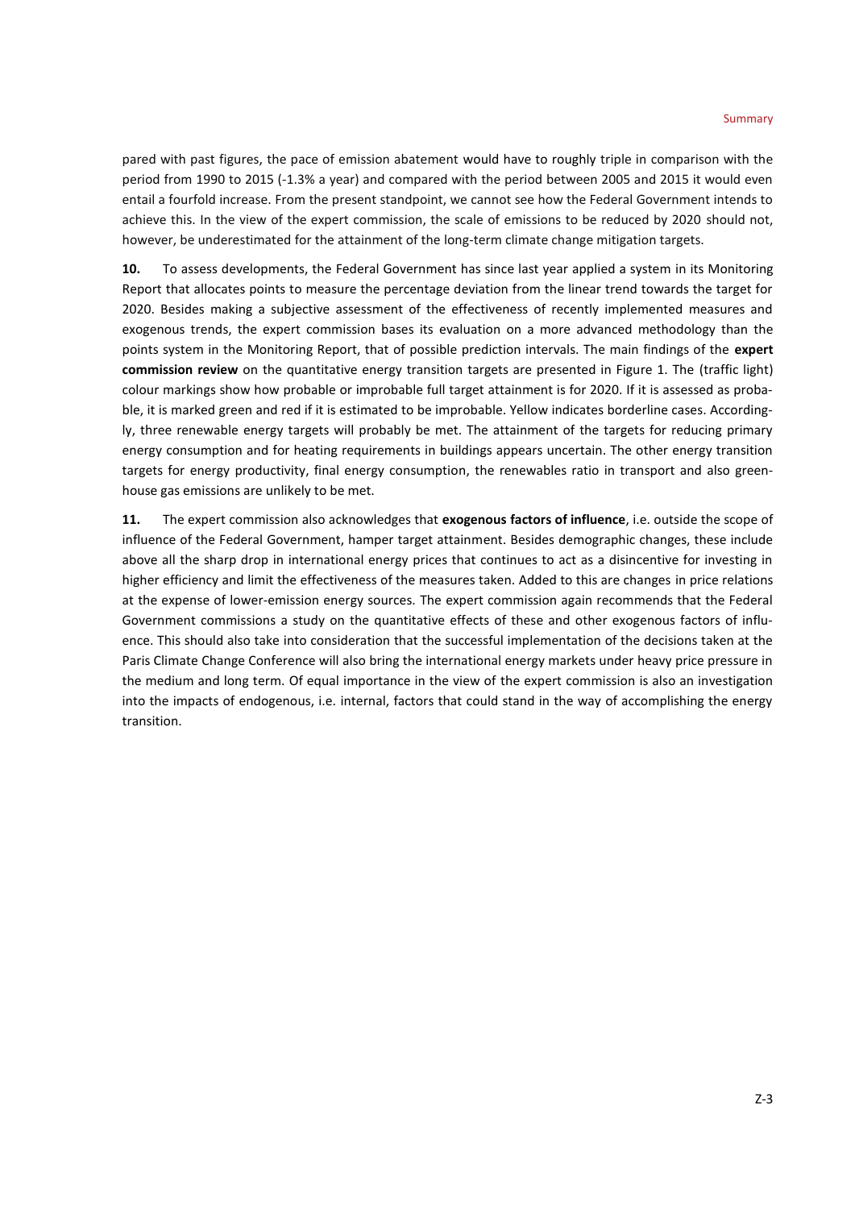pared with past figures, the pace of emission abatement would have to roughly triple in comparison with the period from 1990 to 2015 (-1.3% a year) and compared with the period between 2005 and 2015 it would even entail a fourfold increase. From the present standpoint, we cannot see how the Federal Government intends to achieve this. In the view of the expert commission, the scale of emissions to be reduced by 2020 should not, however, be underestimated for the attainment of the long-term climate change mitigation targets.

**10.** To assess developments, the Federal Government has since last year applied a system in its Monitoring Report that allocates points to measure the percentage deviation from the linear trend towards the target for 2020. Besides making a subjective assessment of the effectiveness of recently implemented measures and exogenous trends, the expert commission bases its evaluation on a more advanced methodology than the points system in the Monitoring Report, that of possible prediction intervals. The main findings of the **expert commission review** on the quantitative energy transition targets are presented in Figure 1. The (traffic light) colour markings show how probable or improbable full target attainment is for 2020. If it is assessed as probable, it is marked green and red if it is estimated to be improbable. Yellow indicates borderline cases. Accordingly, three renewable energy targets will probably be met. The attainment of the targets for reducing primary energy consumption and for heating requirements in buildings appears uncertain. The other energy transition targets for energy productivity, final energy consumption, the renewables ratio in transport and also greenhouse gas emissions are unlikely to be met.

**11.** The expert commission also acknowledges that **exogenous factors of influence**, i.e. outside the scope of influence of the Federal Government, hamper target attainment. Besides demographic changes, these include above all the sharp drop in international energy prices that continues to act as a disincentive for investing in higher efficiency and limit the effectiveness of the measures taken. Added to this are changes in price relations at the expense of lower-emission energy sources. The expert commission again recommends that the Federal Government commissions a study on the quantitative effects of these and other exogenous factors of influence. This should also take into consideration that the successful implementation of the decisions taken at the Paris Climate Change Conference will also bring the international energy markets under heavy price pressure in the medium and long term. Of equal importance in the view of the expert commission is also an investigation into the impacts of endogenous, i.e. internal, factors that could stand in the way of accomplishing the energy transition.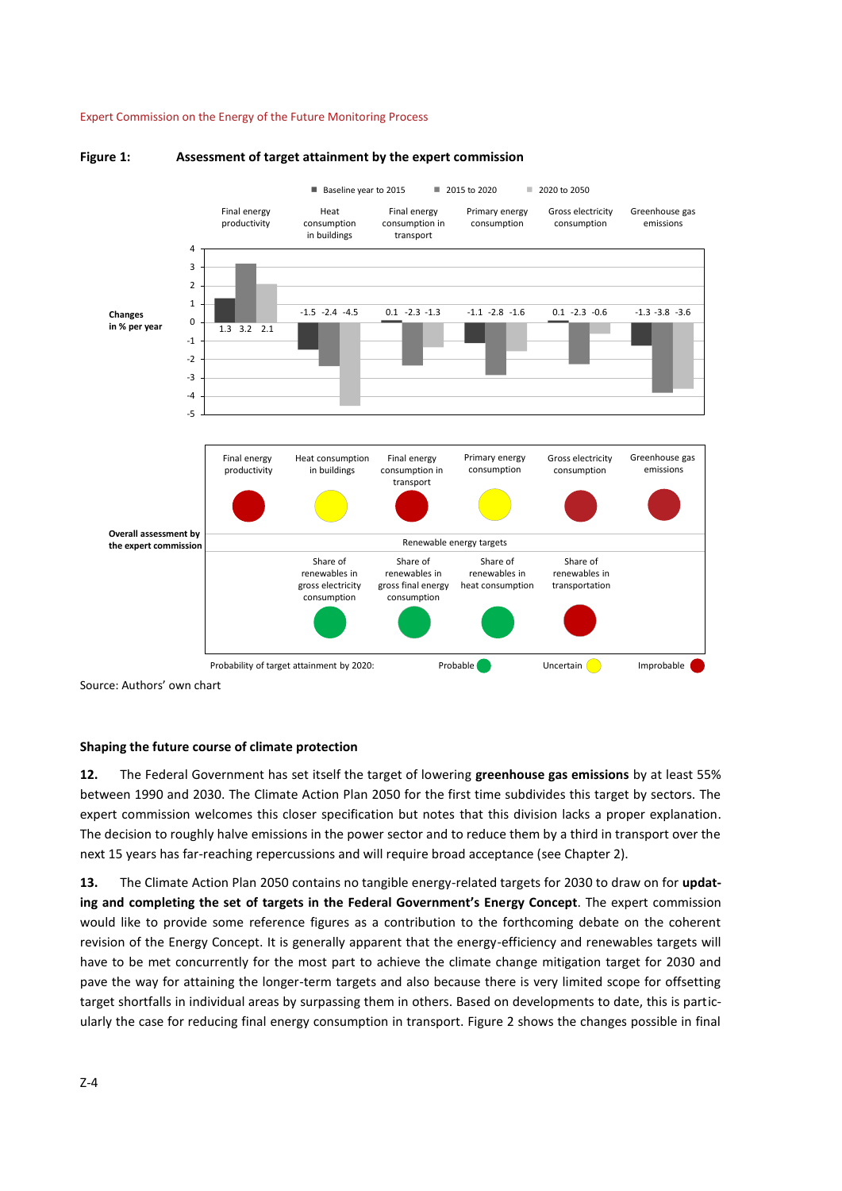**Figure 1: Assessment of target attainment by the expert commission**

Changes in % per year

| | Final energy productivity | Heat consumption in buildings | Final energy consumption in transport | Primary energy consumption | Gross electricity consumption | Greenhouse gas emissions |
|---|---|---|---|---|---|---|
| Baseline year to 2015 | 1.3 | -1.5 | 0.1 | -1.1 | 0.1 | -1.3 |
| 2015 to 2020 | 3.2 | -2.4 | -2.3 | -2.8 | -2.3 | -3.8 |
| 2020 to 2050 | 2.1 | -4.5 | -1.3 | -1.6 | -0.6 | -3.6 |

Overall assessment by the expert commission

| Final energy productivity | Heat consumption in buildings | Final energy consumption in transport | Primary energy consumption | Gross electricity consumption | Greenhouse gas emissions |
|---|---|---|---|---|---|
| Improbable | Uncertain | Improbable | Uncertain | Improbable | Improbable |

Renewable energy targets

| Share of renewables in gross electricity consumption | Share of renewables in gross final energy consumption | Share of renewables in heat consumption | Share of renewables in transportation |
|---|---|---|---|
| Probable | Probable | Probable | Improbable |

Probability of target attainment by 2020: Probable / Uncertain / Improbable

Source: Authors' own chart

**Shaping the future course of climate protection**

**12.** The Federal Government has set itself the target of lowering **greenhouse gas emissions** by at least 55% between 1990 and 2030. The Climate Action Plan 2050 for the first time subdivides this target by sectors. The expert commission welcomes this closer specification but notes that this division lacks a proper explanation. The decision to roughly halve emissions in the power sector and to reduce them by a third in transport over the next 15 years has far-reaching repercussions and will require broad acceptance (see Chapter 2).

**13.** The Climate Action Plan 2050 contains no tangible energy-related targets for 2030 to draw on for **updating and completing the set of targets in the Federal Government's Energy Concept**. The expert commission would like to provide some reference figures as a contribution to the forthcoming debate on the coherent revision of the Energy Concept. It is generally apparent that the energy-efficiency and renewables targets will have to be met concurrently for the most part to achieve the climate change mitigation target for 2030 and pave the way for attaining the longer-term targets and also because there is very limited scope for offsetting target shortfalls in individual areas by surpassing them in others. Based on developments to date, this is particularly the case for reducing final energy consumption in transport. Figure 2 shows the changes possible in final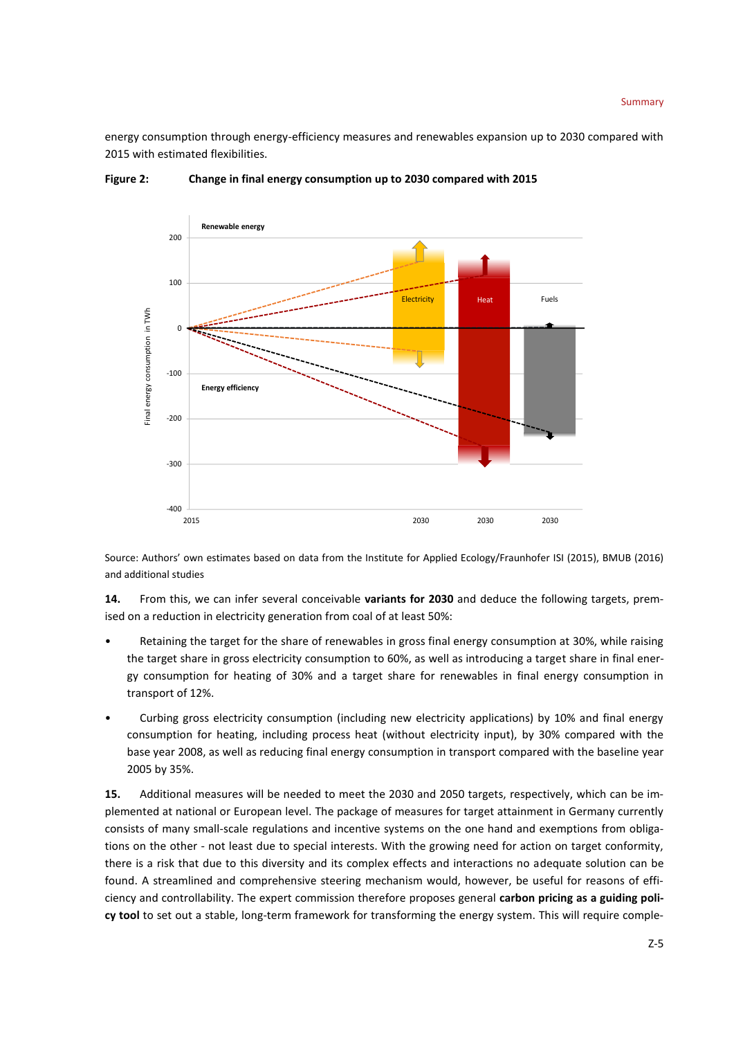energy consumption through energy-efficiency measures and renewables expansion up to 2030 compared with 2015 with estimated flexibilities.

**Figure 2: Change in final energy consumption up to 2030 compared with 2015**

Source: Authors' own estimates based on data from the Institute for Applied Ecology/Fraunhofer ISI (2015), BMUB (2016) and additional studies

**14.** From this, we can infer several conceivable **variants for 2030** and deduce the following targets, premised on a reduction in electricity generation from coal of at least 50%:

- Retaining the target for the share of renewables in gross final energy consumption at 30%, while raising the target share in gross electricity consumption to 60%, as well as introducing a target share in final energy consumption for heating of 30% and a target share for renewables in final energy consumption in transport of 12%.
- Curbing gross electricity consumption (including new electricity applications) by 10% and final energy consumption for heating, including process heat (without electricity input), by 30% compared with the base year 2008, as well as reducing final energy consumption in transport compared with the baseline year 2005 by 35%.

**15.** Additional measures will be needed to meet the 2030 and 2050 targets, respectively, which can be implemented at national or European level. The package of measures for target attainment in Germany currently consists of many small-scale regulations and incentive systems on the one hand and exemptions from obligations on the other - not least due to special interests. With the growing need for action on target conformity, there is a risk that due to this diversity and its complex effects and interactions no adequate solution can be found. A streamlined and comprehensive steering mechanism would, however, be useful for reasons of efficiency and controllability. The expert commission therefore proposes general **carbon pricing as a guiding policy tool** to set out a stable, long-term framework for transforming the energy system. This will require comple-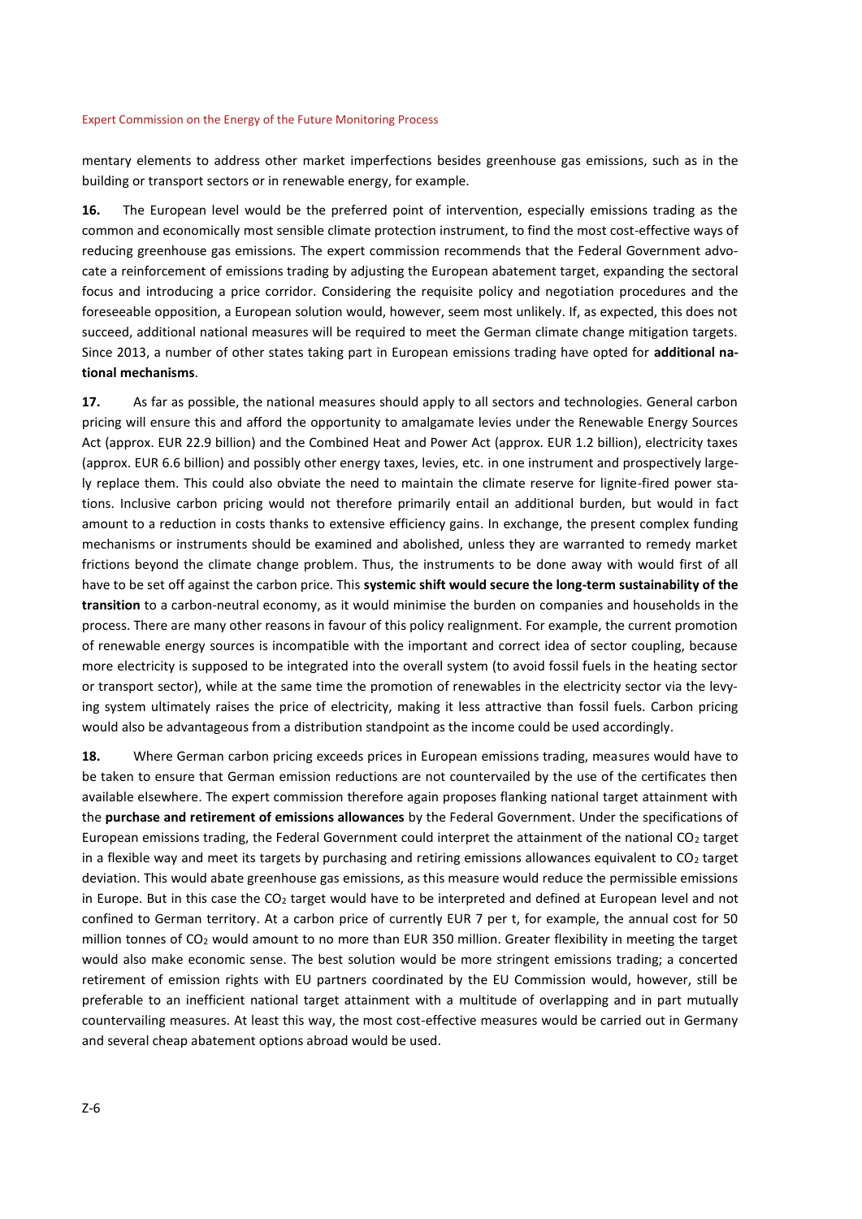mentary elements to address other market imperfections besides greenhouse gas emissions, such as in the building or transport sectors or in renewable energy, for example.

**16.** The European level would be the preferred point of intervention, especially emissions trading as the common and economically most sensible climate protection instrument, to find the most cost-effective ways of reducing greenhouse gas emissions. The expert commission recommends that the Federal Government advocate a reinforcement of emissions trading by adjusting the European abatement target, expanding the sectoral focus and introducing a price corridor. Considering the requisite policy and negotiation procedures and the foreseeable opposition, a European solution would, however, seem most unlikely. If, as expected, this does not succeed, additional national measures will be required to meet the German climate change mitigation targets. Since 2013, a number of other states taking part in European emissions trading have opted for **additional national mechanisms**.

**17.** As far as possible, the national measures should apply to all sectors and technologies. General carbon pricing will ensure this and afford the opportunity to amalgamate levies under the Renewable Energy Sources Act (approx. EUR 22.9 billion) and the Combined Heat and Power Act (approx. EUR 1.2 billion), electricity taxes (approx. EUR 6.6 billion) and possibly other energy taxes, levies, etc. in one instrument and prospectively largely replace them. This could also obviate the need to maintain the climate reserve for lignite-fired power stations. Inclusive carbon pricing would not therefore primarily entail an additional burden, but would in fact amount to a reduction in costs thanks to extensive efficiency gains. In exchange, the present complex funding mechanisms or instruments should be examined and abolished, unless they are warranted to remedy market frictions beyond the climate change problem. Thus, the instruments to be done away with would first of all have to be set off against the carbon price. This **systemic shift would secure the long-term sustainability of the transition** to a carbon-neutral economy, as it would minimise the burden on companies and households in the process. There are many other reasons in favour of this policy realignment. For example, the current promotion of renewable energy sources is incompatible with the important and correct idea of sector coupling, because more electricity is supposed to be integrated into the overall system (to avoid fossil fuels in the heating sector or transport sector), while at the same time the promotion of renewables in the electricity sector via the levying system ultimately raises the price of electricity, making it less attractive than fossil fuels. Carbon pricing would also be advantageous from a distribution standpoint as the income could be used accordingly.

**18.** Where German carbon pricing exceeds prices in European emissions trading, measures would have to be taken to ensure that German emission reductions are not countervailed by the use of the certificates then available elsewhere. The expert commission therefore again proposes flanking national target attainment with the **purchase and retirement of emissions allowances** by the Federal Government. Under the specifications of European emissions trading, the Federal Government could interpret the attainment of the national $CO_2$ target in a flexible way and meet its targets by purchasing and retiring emissions allowances equivalent to $CO_2$ target deviation. This would abate greenhouse gas emissions, as this measure would reduce the permissible emissions in Europe. But in this case the $CO_2$ target would have to be interpreted and defined at European level and not confined to German territory. At a carbon price of currently EUR 7 per t, for example, the annual cost for 50 million tonnes of $CO_2$ would amount to no more than EUR 350 million. Greater flexibility in meeting the target would also make economic sense. The best solution would be more stringent emissions trading; a concerted retirement of emission rights with EU partners coordinated by the EU Commission would, however, still be preferable to an inefficient national target attainment with a multitude of overlapping and in part mutually countervailing measures. At least this way, the most cost-effective measures would be carried out in Germany and several cheap abatement options abroad would be used.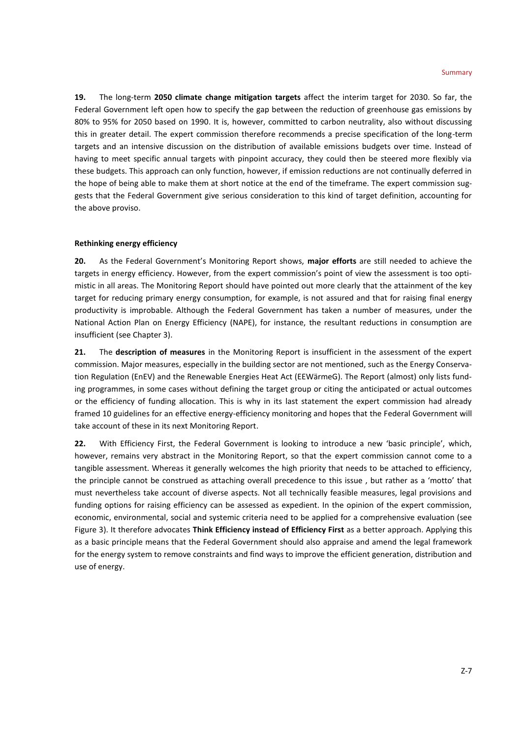**19.** The long-term **2050 climate change mitigation targets** affect the interim target for 2030. So far, the Federal Government left open how to specify the gap between the reduction of greenhouse gas emissions by 80% to 95% for 2050 based on 1990. It is, however, committed to carbon neutrality, also without discussing this in greater detail. The expert commission therefore recommends a precise specification of the long-term targets and an intensive discussion on the distribution of available emissions budgets over time. Instead of having to meet specific annual targets with pinpoint accuracy, they could then be steered more flexibly via these budgets. This approach can only function, however, if emission reductions are not continually deferred in the hope of being able to make them at short notice at the end of the timeframe. The expert commission suggests that the Federal Government give serious consideration to this kind of target definition, accounting for the above proviso.

### Rethinking energy efficiency

**20.** As the Federal Government's Monitoring Report shows, **major efforts** are still needed to achieve the targets in energy efficiency. However, from the expert commission's point of view the assessment is too optimistic in all areas. The Monitoring Report should have pointed out more clearly that the attainment of the key target for reducing primary energy consumption, for example, is not assured and that for raising final energy productivity is improbable. Although the Federal Government has taken a number of measures, under the National Action Plan on Energy Efficiency (NAPE), for instance, the resultant reductions in consumption are insufficient (see Chapter 3).

**21.** The **description of measures** in the Monitoring Report is insufficient in the assessment of the expert commission. Major measures, especially in the building sector are not mentioned, such as the Energy Conservation Regulation (EnEV) and the Renewable Energies Heat Act (EEWärmeG). The Report (almost) only lists funding programmes, in some cases without defining the target group or citing the anticipated or actual outcomes or the efficiency of funding allocation. This is why in its last statement the expert commission had already framed 10 guidelines for an effective energy-efficiency monitoring and hopes that the Federal Government will take account of these in its next Monitoring Report.

**22.** With Efficiency First, the Federal Government is looking to introduce a new 'basic principle', which, however, remains very abstract in the Monitoring Report, so that the expert commission cannot come to a tangible assessment. Whereas it generally welcomes the high priority that needs to be attached to efficiency, the principle cannot be construed as attaching overall precedence to this issue , but rather as a 'motto' that must nevertheless take account of diverse aspects. Not all technically feasible measures, legal provisions and funding options for raising efficiency can be assessed as expedient. In the opinion of the expert commission, economic, environmental, social and systemic criteria need to be applied for a comprehensive evaluation (see Figure 3). It therefore advocates **Think Efficiency instead of Efficiency First** as a better approach. Applying this as a basic principle means that the Federal Government should also appraise and amend the legal framework for the energy system to remove constraints and find ways to improve the efficient generation, distribution and use of energy.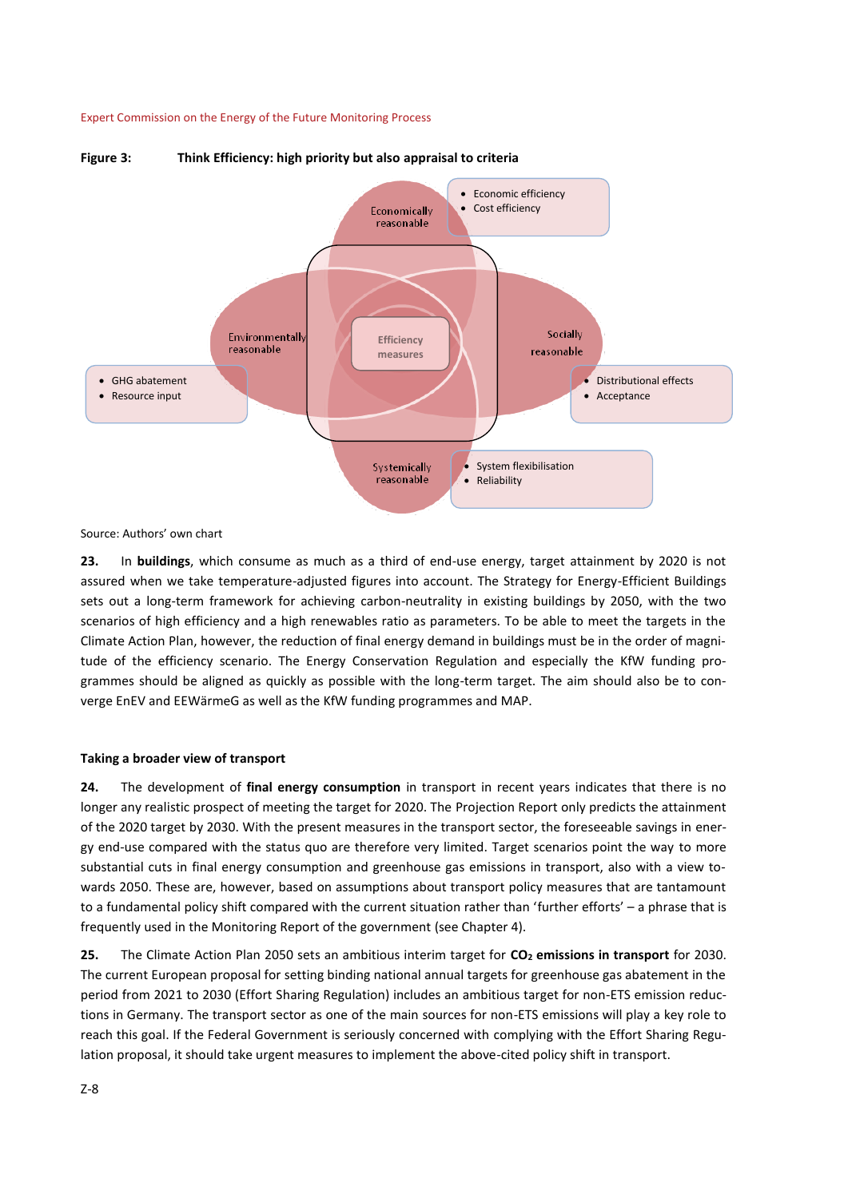**Figure 3: Think Efficiency: high priority but also appraisal to criteria**

Economically reasonable
- Economic efficiency
- Cost efficiency

Environmentally reasonable
- GHG abatement
- Resource input

Efficiency measures

Socially reasonable
- Distributional effects
- Acceptance

Systemically reasonable
- System flexibilisation
- Reliability

Source: Authors' own chart

**23.** In **buildings**, which consume as much as a third of end-use energy, target attainment by 2020 is not assured when we take temperature-adjusted figures into account. The Strategy for Energy-Efficient Buildings sets out a long-term framework for achieving carbon-neutrality in existing buildings by 2050, with the two scenarios of high efficiency and a high renewables ratio as parameters. To be able to meet the targets in the Climate Action Plan, however, the reduction of final energy demand in buildings must be in the order of magnitude of the efficiency scenario. The Energy Conservation Regulation and especially the KfW funding programmes should be aligned as quickly as possible with the long-term target. The aim should also be to converge EnEV and EEWärmeG as well as the KfW funding programmes and MAP.

### Taking a broader view of transport

**24.** The development of **final energy consumption** in transport in recent years indicates that there is no longer any realistic prospect of meeting the target for 2020. The Projection Report only predicts the attainment of the 2020 target by 2030. With the present measures in the transport sector, the foreseeable savings in energy end-use compared with the status quo are therefore very limited. Target scenarios point the way to more substantial cuts in final energy consumption and greenhouse gas emissions in transport, also with a view towards 2050. These are, however, based on assumptions about transport policy measures that are tantamount to a fundamental policy shift compared with the current situation rather than 'further efforts' – a phrase that is frequently used in the Monitoring Report of the government (see Chapter 4).

**25.** The Climate Action Plan 2050 sets an ambitious interim target for **$CO_2$ emissions in transport** for 2030. The current European proposal for setting binding national annual targets for greenhouse gas abatement in the period from 2021 to 2030 (Effort Sharing Regulation) includes an ambitious target for non-ETS emission reductions in Germany. The transport sector as one of the main sources for non-ETS emissions will play a key role to reach this goal. If the Federal Government is seriously concerned with complying with the Effort Sharing Regulation proposal, it should take urgent measures to implement the above-cited policy shift in transport.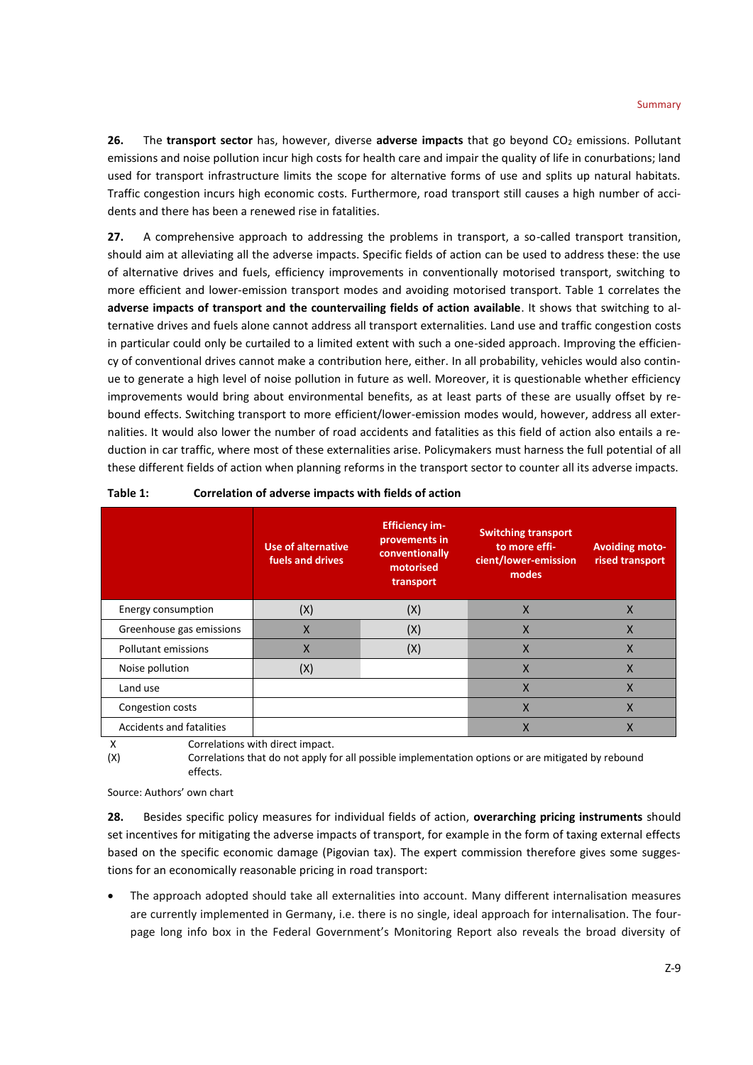**26.** The **transport sector** has, however, diverse **adverse impacts** that go beyond $CO_2$ emissions. Pollutant emissions and noise pollution incur high costs for health care and impair the quality of life in conurbations; land used for transport infrastructure limits the scope for alternative forms of use and splits up natural habitats. Traffic congestion incurs high economic costs. Furthermore, road transport still causes a high number of accidents and there has been a renewed rise in fatalities.

**27.** A comprehensive approach to addressing the problems in transport, a so-called transport transition, should aim at alleviating all the adverse impacts. Specific fields of action can be used to address these: the use of alternative drives and fuels, efficiency improvements in conventionally motorised transport, switching to more efficient and lower-emission transport modes and avoiding motorised transport. Table 1 correlates the **adverse impacts of transport and the countervailing fields of action available**. It shows that switching to alternative drives and fuels alone cannot address all transport externalities. Land use and traffic congestion costs in particular could only be curtailed to a limited extent with such a one-sided approach. Improving the efficiency of conventional drives cannot make a contribution here, either. In all probability, vehicles would also continue to generate a high level of noise pollution in future as well. Moreover, it is questionable whether efficiency improvements would bring about environmental benefits, as at least parts of these are usually offset by rebound effects. Switching transport to more efficient/lower-emission modes would, however, address all externalities. It would also lower the number of road accidents and fatalities as this field of action also entails a reduction in car traffic, where most of these externalities arise. Policymakers must harness the full potential of all these different fields of action when planning reforms in the transport sector to counter all its adverse impacts.

**Table 1: Correlation of adverse impacts with fields of action**

| | Use of alternative fuels and drives | Efficiency improvements in conventionally motorised transport | Switching transport to more efficient/lower-emission modes | Avoiding motorised transport |
|---|---|---|---|---|
| Energy consumption | (X) | (X) | X | X |
| Greenhouse gas emissions | X | (X) | X | X |
| Pollutant emissions | X | (X) | X | X |
| Noise pollution | (X) | | X | X |
| Land use | | | X | X |
| Congestion costs | | | X | X |
| Accidents and fatalities | | | X | X |

X Correlations with direct impact.
(X) Correlations that do not apply for all possible implementation options or are mitigated by rebound effects.

Source: Authors' own chart

**28.** Besides specific policy measures for individual fields of action, **overarching pricing instruments** should set incentives for mitigating the adverse impacts of transport, for example in the form of taxing external effects based on the specific economic damage (Pigovian tax). The expert commission therefore gives some suggestions for an economically reasonable pricing in road transport:

- The approach adopted should take all externalities into account. Many different internalisation measures are currently implemented in Germany, i.e. there is no single, ideal approach for internalisation. The four-page long info box in the Federal Government's Monitoring Report also reveals the broad diversity of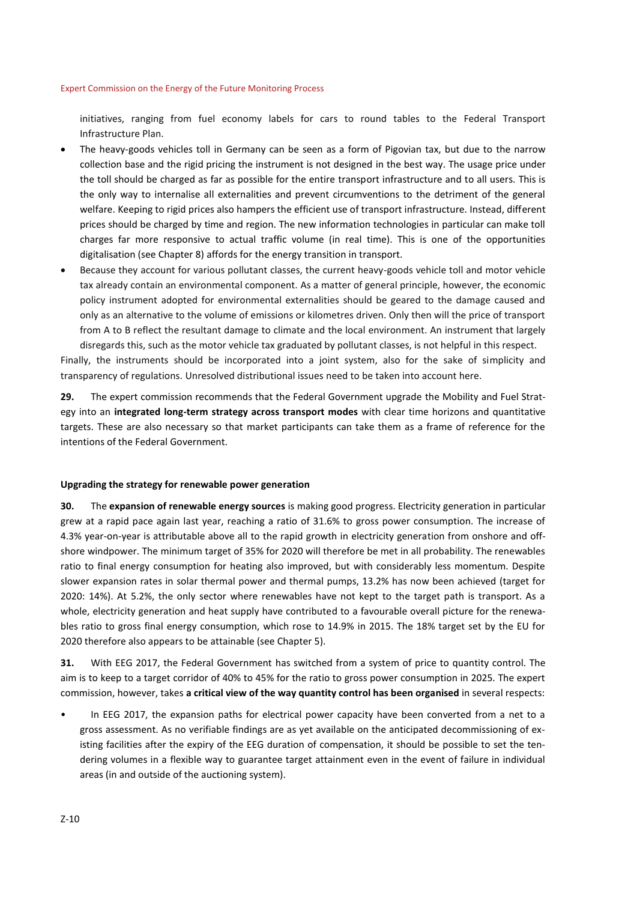initiatives, ranging from fuel economy labels for cars to round tables to the Federal Transport Infrastructure Plan.

- The heavy-goods vehicles toll in Germany can be seen as a form of Pigovian tax, but due to the narrow collection base and the rigid pricing the instrument is not designed in the best way. The usage price under the toll should be charged as far as possible for the entire transport infrastructure and to all users. This is the only way to internalise all externalities and prevent circumventions to the detriment of the general welfare. Keeping to rigid prices also hampers the efficient use of transport infrastructure. Instead, different prices should be charged by time and region. The new information technologies in particular can make toll charges far more responsive to actual traffic volume (in real time). This is one of the opportunities digitalisation (see Chapter 8) affords for the energy transition in transport.
- Because they account for various pollutant classes, the current heavy-goods vehicle toll and motor vehicle tax already contain an environmental component. As a matter of general principle, however, the economic policy instrument adopted for environmental externalities should be geared to the damage caused and only as an alternative to the volume of emissions or kilometres driven. Only then will the price of transport from A to B reflect the resultant damage to climate and the local environment. An instrument that largely disregards this, such as the motor vehicle tax graduated by pollutant classes, is not helpful in this respect.

Finally, the instruments should be incorporated into a joint system, also for the sake of simplicity and transparency of regulations. Unresolved distributional issues need to be taken into account here.

**29.** The expert commission recommends that the Federal Government upgrade the Mobility and Fuel Strategy into an **integrated long-term strategy across transport modes** with clear time horizons and quantitative targets. These are also necessary so that market participants can take them as a frame of reference for the intentions of the Federal Government.

#### Upgrading the strategy for renewable power generation

**30.** The **expansion of renewable energy sources** is making good progress. Electricity generation in particular grew at a rapid pace again last year, reaching a ratio of 31.6% to gross power consumption. The increase of 4.3% year-on-year is attributable above all to the rapid growth in electricity generation from onshore and offshore windpower. The minimum target of 35% for 2020 will therefore be met in all probability. The renewables ratio to final energy consumption for heating also improved, but with considerably less momentum. Despite slower expansion rates in solar thermal power and thermal pumps, 13.2% has now been achieved (target for 2020: 14%). At 5.2%, the only sector where renewables have not kept to the target path is transport. As a whole, electricity generation and heat supply have contributed to a favourable overall picture for the renewables ratio to gross final energy consumption, which rose to 14.9% in 2015. The 18% target set by the EU for 2020 therefore also appears to be attainable (see Chapter 5).

**31.** With EEG 2017, the Federal Government has switched from a system of price to quantity control. The aim is to keep to a target corridor of 40% to 45% for the ratio to gross power consumption in 2025. The expert commission, however, takes **a critical view of the way quantity control has been organised** in several respects:

- In EEG 2017, the expansion paths for electrical power capacity have been converted from a net to a gross assessment. As no verifiable findings are as yet available on the anticipated decommissioning of existing facilities after the expiry of the EEG duration of compensation, it should be possible to set the tendering volumes in a flexible way to guarantee target attainment even in the event of failure in individual areas (in and outside of the auctioning system).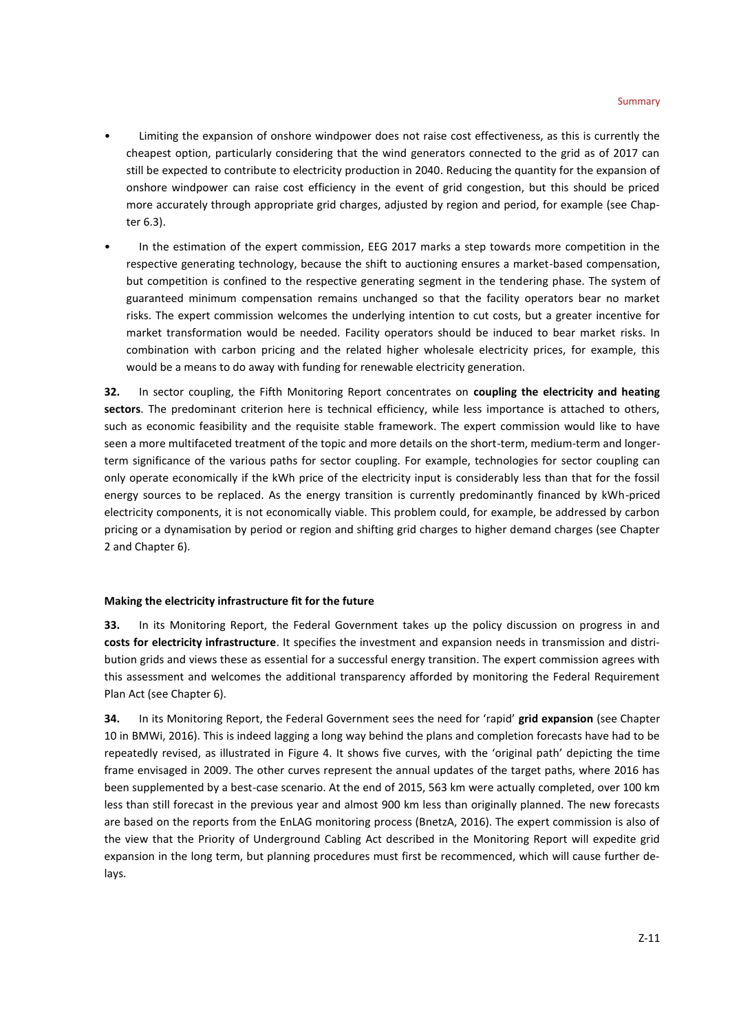- Limiting the expansion of onshore windpower does not raise cost effectiveness, as this is currently the cheapest option, particularly considering that the wind generators connected to the grid as of 2017 can still be expected to contribute to electricity production in 2040. Reducing the quantity for the expansion of onshore windpower can raise cost efficiency in the event of grid congestion, but this should be priced more accurately through appropriate grid charges, adjusted by region and period, for example (see Chapter 6.3).
- In the estimation of the expert commission, EEG 2017 marks a step towards more competition in the respective generating technology, because the shift to auctioning ensures a market-based compensation, but competition is confined to the respective generating segment in the tendering phase. The system of guaranteed minimum compensation remains unchanged so that the facility operators bear no market risks. The expert commission welcomes the underlying intention to cut costs, but a greater incentive for market transformation would be needed. Facility operators should be induced to bear market risks. In combination with carbon pricing and the related higher wholesale electricity prices, for example, this would be a means to do away with funding for renewable electricity generation.

**32.** In sector coupling, the Fifth Monitoring Report concentrates on **coupling the electricity and heating sectors**. The predominant criterion here is technical efficiency, while less importance is attached to others, such as economic feasibility and the requisite stable framework. The expert commission would like to have seen a more multifaceted treatment of the topic and more details on the short-term, medium-term and longer-term significance of the various paths for sector coupling. For example, technologies for sector coupling can only operate economically if the kWh price of the electricity input is considerably less than that for the fossil energy sources to be replaced. As the energy transition is currently predominantly financed by kWh-priced electricity components, it is not economically viable. This problem could, for example, be addressed by carbon pricing or a dynamisation by period or region and shifting grid charges to higher demand charges (see Chapter 2 and Chapter 6).

**Making the electricity infrastructure fit for the future**

**33.** In its Monitoring Report, the Federal Government takes up the policy discussion on progress in and **costs for electricity infrastructure**. It specifies the investment and expansion needs in transmission and distribution grids and views these as essential for a successful energy transition. The expert commission agrees with this assessment and welcomes the additional transparency afforded by monitoring the Federal Requirement Plan Act (see Chapter 6).

**34.** In its Monitoring Report, the Federal Government sees the need for 'rapid' **grid expansion** (see Chapter 10 in BMWi, 2016). This is indeed lagging a long way behind the plans and completion forecasts have had to be repeatedly revised, as illustrated in Figure 4. It shows five curves, with the 'original path' depicting the time frame envisaged in 2009. The other curves represent the annual updates of the target paths, where 2016 has been supplemented by a best-case scenario. At the end of 2015, 563 km were actually completed, over 100 km less than still forecast in the previous year and almost 900 km less than originally planned. The new forecasts are based on the reports from the EnLAG monitoring process (BnetzA, 2016). The expert commission is also of the view that the Priority of Underground Cabling Act described in the Monitoring Report will expedite grid expansion in the long term, but planning procedures must first be recommenced, which will cause further delays.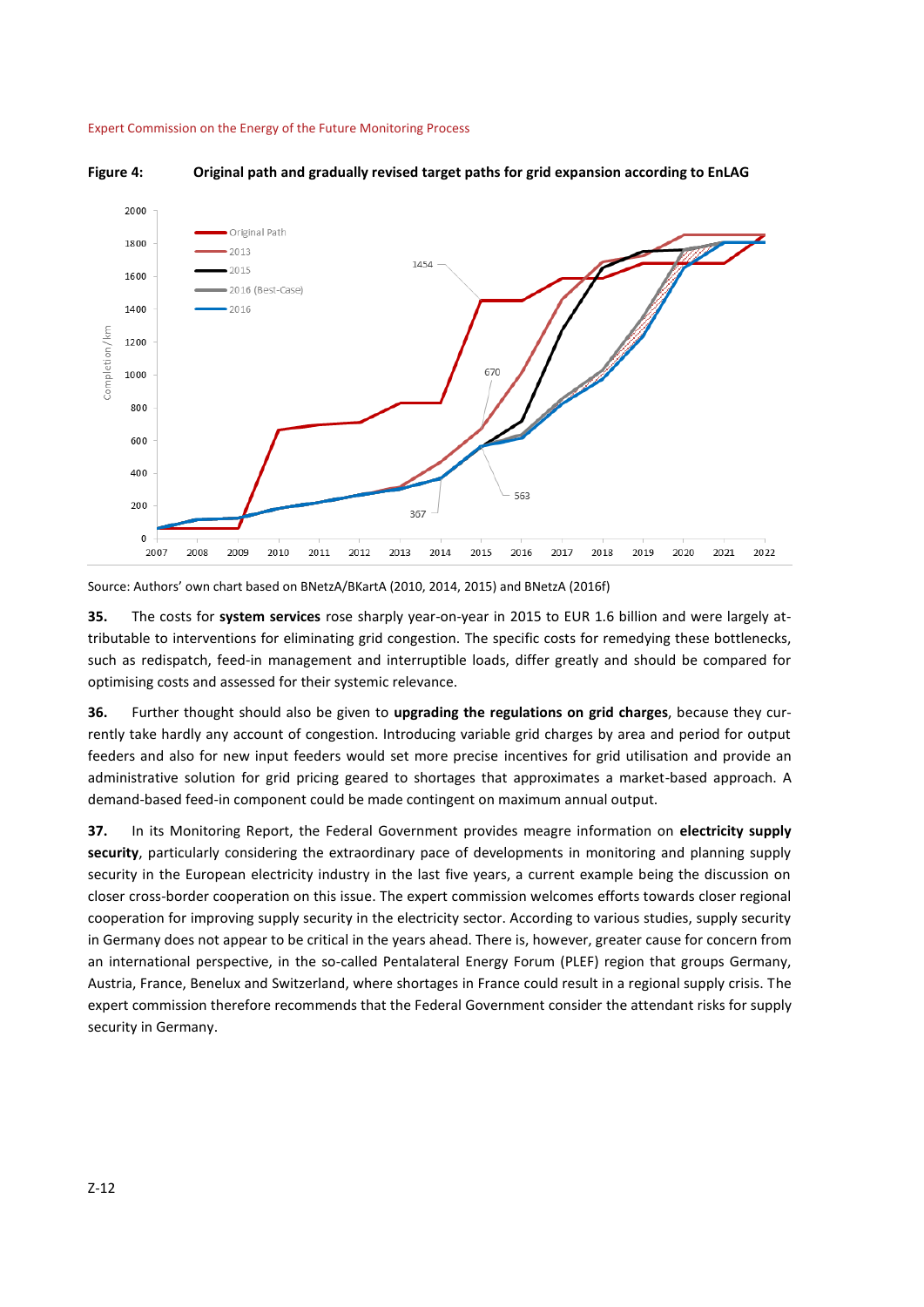**Figure 4: Original path and gradually revised target paths for grid expansion according to EnLAG**

Source: Authors' own chart based on BNetzA/BKartA (2010, 2014, 2015) and BNetzA (2016f)

**35.** The costs for **system services** rose sharply year-on-year in 2015 to EUR 1.6 billion and were largely attributable to interventions for eliminating grid congestion. The specific costs for remedying these bottlenecks, such as redispatch, feed-in management and interruptible loads, differ greatly and should be compared for optimising costs and assessed for their systemic relevance.

**36.** Further thought should also be given to **upgrading the regulations on grid charges**, because they currently take hardly any account of congestion. Introducing variable grid charges by area and period for output feeders and also for new input feeders would set more precise incentives for grid utilisation and provide an administrative solution for grid pricing geared to shortages that approximates a market-based approach. A demand-based feed-in component could be made contingent on maximum annual output.

**37.** In its Monitoring Report, the Federal Government provides meagre information on **electricity supply security**, particularly considering the extraordinary pace of developments in monitoring and planning supply security in the European electricity industry in the last five years, a current example being the discussion on closer cross-border cooperation on this issue. The expert commission welcomes efforts towards closer regional cooperation for improving supply security in the electricity sector. According to various studies, supply security in Germany does not appear to be critical in the years ahead. There is, however, greater cause for concern from an international perspective, in the so-called Pentalateral Energy Forum (PLEF) region that groups Germany, Austria, France, Benelux and Switzerland, where shortages in France could result in a regional supply crisis. The expert commission therefore recommends that the Federal Government consider the attendant risks for supply security in Germany.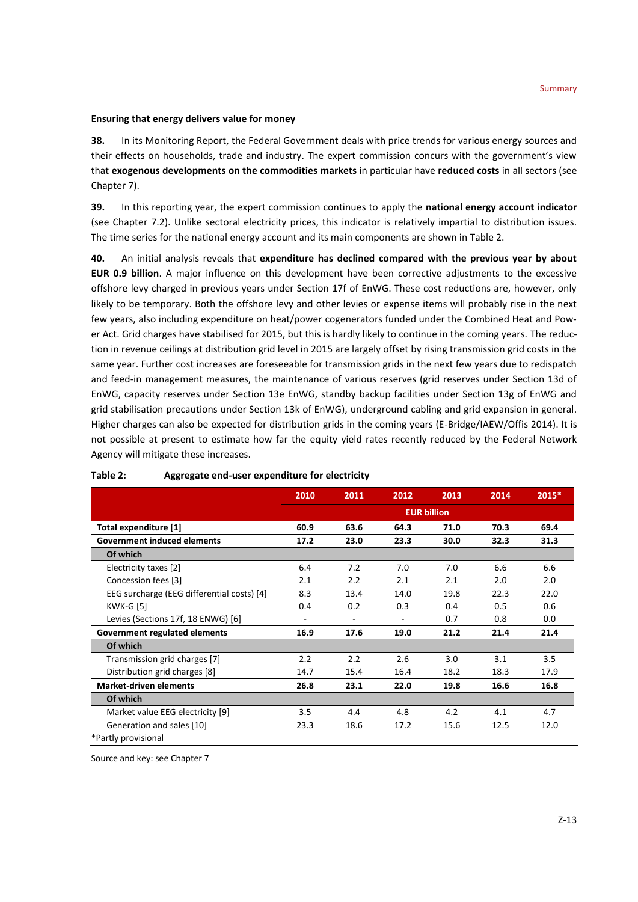### Ensuring that energy delivers value for money

**38.** In its Monitoring Report, the Federal Government deals with price trends for various energy sources and their effects on households, trade and industry. The expert commission concurs with the government's view that **exogenous developments on the commodities markets** in particular have **reduced costs** in all sectors (see Chapter 7).

**39.** In this reporting year, the expert commission continues to apply the **national energy account indicator** (see Chapter 7.2). Unlike sectoral electricity prices, this indicator is relatively impartial to distribution issues. The time series for the national energy account and its main components are shown in Table 2.

**40.** An initial analysis reveals that **expenditure has declined compared with the previous year by about EUR 0.9 billion**. A major influence on this development have been corrective adjustments to the excessive offshore levy charged in previous years under Section 17f of EnWG. These cost reductions are, however, only likely to be temporary. Both the offshore levy and other levies or expense items will probably rise in the next few years, also including expenditure on heat/power cogenerators funded under the Combined Heat and Power Act. Grid charges have stabilised for 2015, but this is hardly likely to continue in the coming years. The reduction in revenue ceilings at distribution grid level in 2015 are largely offset by rising transmission grid costs in the same year. Further cost increases are foreseeable for transmission grids in the next few years due to redispatch and feed-in management measures, the maintenance of various reserves (grid reserves under Section 13d of EnWG, capacity reserves under Section 13e EnWG, standby backup facilities under Section 13g of EnWG and grid stabilisation precautions under Section 13k of EnWG), underground cabling and grid expansion in general. Higher charges can also be expected for distribution grids in the coming years (E-Bridge/IAEW/Offis 2014). It is not possible at present to estimate how far the equity yield rates recently reduced by the Federal Network Agency will mitigate these increases.

**Table 2: Aggregate end-user expenditure for electricity**

| | 2010 | 2011 | 2012 | 2013 | 2014 | 2015* |
|---|---|---|---|---|---|---|
| | EUR billion | | | | | |
| **Total expenditure [1]** | **60.9** | **63.6** | **64.3** | **71.0** | **70.3** | **69.4** |
| **Government induced elements** | **17.2** | **23.0** | **23.3** | **30.0** | **32.3** | **31.3** |
| **Of which** | | | | | | |
| Electricity taxes [2] | 6.4 | 7.2 | 7.0 | 7.0 | 6.6 | 6.6 |
| Concession fees [3] | 2.1 | 2.2 | 2.1 | 2.1 | 2.0 | 2.0 |
| EEG surcharge (EEG differential costs) [4] | 8.3 | 13.4 | 14.0 | 19.8 | 22.3 | 22.0 |
| KWK-G [5] | 0.4 | 0.2 | 0.3 | 0.4 | 0.5 | 0.6 |
| Levies (Sections 17f, 18 ENWG) [6] | - | - | - | 0.7 | 0.8 | 0.0 |
| **Government regulated elements** | **16.9** | **17.6** | **19.0** | **21.2** | **21.4** | **21.4** |
| **Of which** | | | | | | |
| Transmission grid charges [7] | 2.2 | 2.2 | 2.6 | 3.0 | 3.1 | 3.5 |
| Distribution grid charges [8] | 14.7 | 15.4 | 16.4 | 18.2 | 18.3 | 17.9 |
| **Market-driven elements** | **26.8** | **23.1** | **22.0** | **19.8** | **16.6** | **16.8** |
| **Of which** | | | | | | |
| Market value EEG electricity [9] | 3.5 | 4.4 | 4.8 | 4.2 | 4.1 | 4.7 |
| Generation and sales [10] | 23.3 | 18.6 | 17.2 | 15.6 | 12.5 | 12.0 |

*Partly provisional

Source and key: see Chapter 7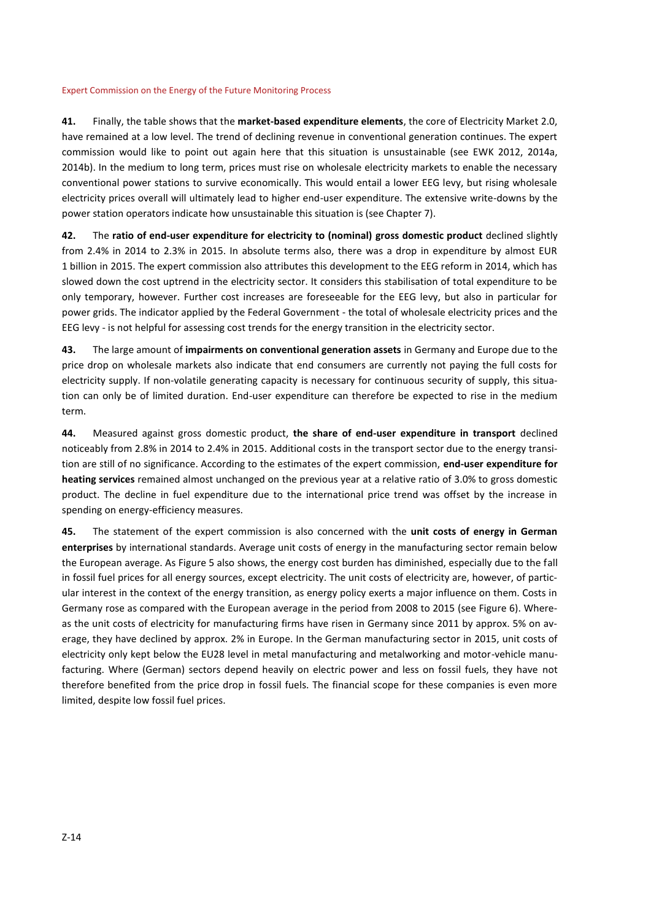**41.** Finally, the table shows that the **market-based expenditure elements**, the core of Electricity Market 2.0, have remained at a low level. The trend of declining revenue in conventional generation continues. The expert commission would like to point out again here that this situation is unsustainable (see EWK 2012, 2014a, 2014b). In the medium to long term, prices must rise on wholesale electricity markets to enable the necessary conventional power stations to survive economically. This would entail a lower EEG levy, but rising wholesale electricity prices overall will ultimately lead to higher end-user expenditure. The extensive write-downs by the power station operators indicate how unsustainable this situation is (see Chapter 7).

**42.** The **ratio of end-user expenditure for electricity to (nominal) gross domestic product** declined slightly from 2.4% in 2014 to 2.3% in 2015. In absolute terms also, there was a drop in expenditure by almost EUR 1 billion in 2015. The expert commission also attributes this development to the EEG reform in 2014, which has slowed down the cost uptrend in the electricity sector. It considers this stabilisation of total expenditure to be only temporary, however. Further cost increases are foreseeable for the EEG levy, but also in particular for power grids. The indicator applied by the Federal Government - the total of wholesale electricity prices and the EEG levy - is not helpful for assessing cost trends for the energy transition in the electricity sector.

**43.** The large amount of **impairments on conventional generation assets** in Germany and Europe due to the price drop on wholesale markets also indicate that end consumers are currently not paying the full costs for electricity supply. If non-volatile generating capacity is necessary for continuous security of supply, this situation can only be of limited duration. End-user expenditure can therefore be expected to rise in the medium term.

**44.** Measured against gross domestic product, **the share of end-user expenditure in transport** declined noticeably from 2.8% in 2014 to 2.4% in 2015. Additional costs in the transport sector due to the energy transition are still of no significance. According to the estimates of the expert commission, **end-user expenditure for heating services** remained almost unchanged on the previous year at a relative ratio of 3.0% to gross domestic product. The decline in fuel expenditure due to the international price trend was offset by the increase in spending on energy-efficiency measures.

**45.** The statement of the expert commission is also concerned with the **unit costs of energy in German enterprises** by international standards. Average unit costs of energy in the manufacturing sector remain below the European average. As Figure 5 also shows, the energy cost burden has diminished, especially due to the fall in fossil fuel prices for all energy sources, except electricity. The unit costs of electricity are, however, of particular interest in the context of the energy transition, as energy policy exerts a major influence on them. Costs in Germany rose as compared with the European average in the period from 2008 to 2015 (see Figure 6). Whereas the unit costs of electricity for manufacturing firms have risen in Germany since 2011 by approx. 5% on average, they have declined by approx. 2% in Europe. In the German manufacturing sector in 2015, unit costs of electricity only kept below the EU28 level in metal manufacturing and metalworking and motor-vehicle manufacturing. Where (German) sectors depend heavily on electric power and less on fossil fuels, they have not therefore benefited from the price drop in fossil fuels. The financial scope for these companies is even more limited, despite low fossil fuel prices.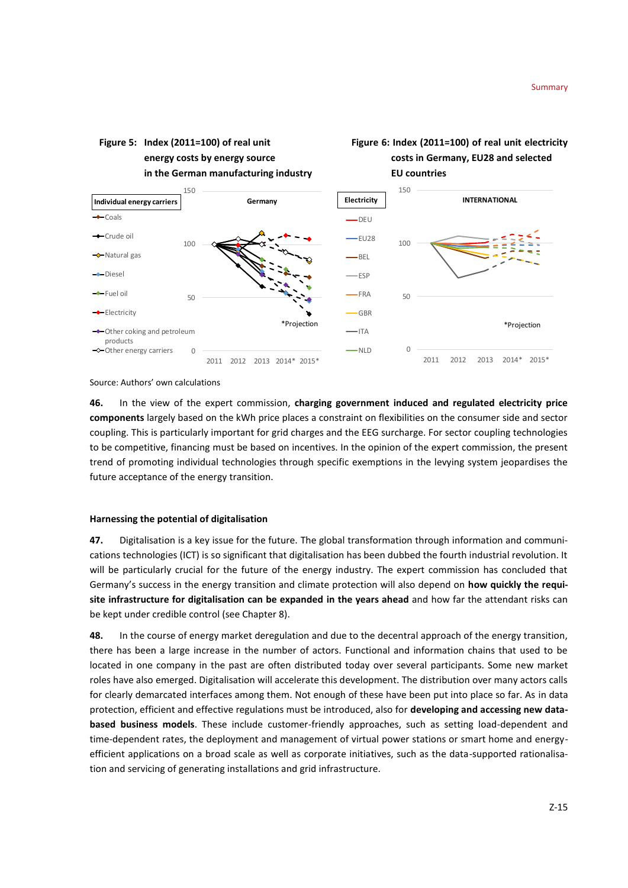**Figure 5: Index (2011=100) of real unit energy costs by energy source in the German manufacturing industry**

**Figure 6: Index (2011=100) of real unit electricity costs in Germany, EU28 and selected EU countries**

Source: Authors' own calculations

**46.** In the view of the expert commission, **charging government induced and regulated electricity price components** largely based on the kWh price places a constraint on flexibilities on the consumer side and sector coupling. This is particularly important for grid charges and the EEG surcharge. For sector coupling technologies to be competitive, financing must be based on incentives. In the opinion of the expert commission, the present trend of promoting individual technologies through specific exemptions in the levying system jeopardises the future acceptance of the energy transition.

### Harnessing the potential of digitalisation

**47.** Digitalisation is a key issue for the future. The global transformation through information and communications technologies (ICT) is so significant that digitalisation has been dubbed the fourth industrial revolution. It will be particularly crucial for the future of the energy industry. The expert commission has concluded that Germany's success in the energy transition and climate protection will also depend on **how quickly the requisite infrastructure for digitalisation can be expanded in the years ahead** and how far the attendant risks can be kept under credible control (see Chapter 8).

**48.** In the course of energy market deregulation and due to the decentral approach of the energy transition, there has been a large increase in the number of actors. Functional and information chains that used to be located in one company in the past are often distributed today over several participants. Some new market roles have also emerged. Digitalisation will accelerate this development. The distribution over many actors calls for clearly demarcated interfaces among them. Not enough of these have been put into place so far. As in data protection, efficient and effective regulations must be introduced, also for **developing and accessing new data-based business models**. These include customer-friendly approaches, such as setting load-dependent and time-dependent rates, the deployment and management of virtual power stations or smart home and energy-efficient applications on a broad scale as well as corporate initiatives, such as the data-supported rationalisation and servicing of generating installations and grid infrastructure.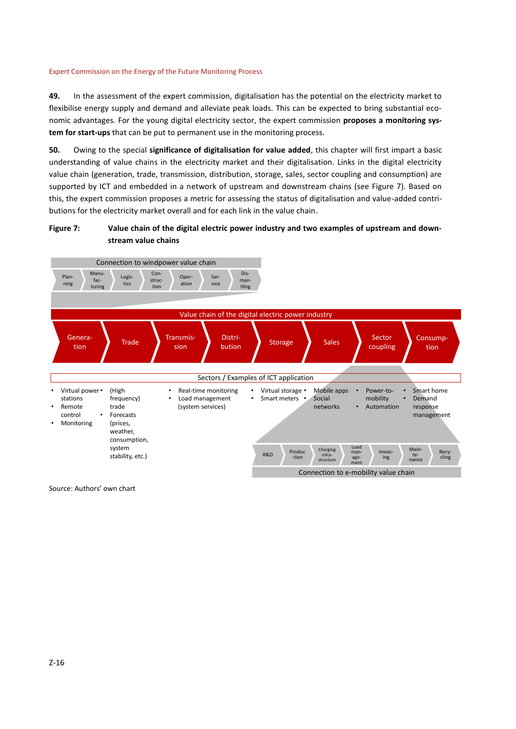**49.** In the assessment of the expert commission, digitalisation has the potential on the electricity market to flexibilise energy supply and demand and alleviate peak loads. This can be expected to bring substantial economic advantages. For the young digital electricity sector, the expert commission **proposes a monitoring system for start-ups** that can be put to permanent use in the monitoring process.

**50.** Owing to the special **significance of digitalisation for value added**, this chapter will first impart a basic understanding of value chains in the electricity market and their digitalisation. Links in the digital electricity value chain (generation, trade, transmission, distribution, storage, sales, sector coupling and consumption) are supported by ICT and embedded in a network of upstream and downstream chains (see Figure 7). Based on this, the expert commission proposes a metric for assessing the status of digitalisation and value-added contributions for the electricity market overall and for each link in the value chain.

**Figure 7: Value chain of the digital electric power industry and two examples of upstream and downstream value chains**

Connection to windpower value chain: Planning → Manufacturing → Logistics → Construction → Operation → Service → Dismantling

Value chain of the digital electric power industry: Generation → Trade → Transmission → Distribution → Storage → Sales → Sector coupling → Consumption

Sectors / Examples of ICT application:

- Generation:
  - Virtual power stations
  - Remote control
  - Monitoring
- Trade:
  - (High frequency) trade
  - Forecasts (prices, weather, consumption, system stability, etc.)
- Transmission / Distribution:
  - Real-time monitoring
  - Load management (system services)
- Storage:
  - Virtual storage
  - Smart meters
- Sales:
  - Mobile apps
  - Social networks
- Sector coupling:
  - Power-to-mobility
  - Automation
- Consumption:
  - Smart home
  - Demand response management

Connection to e-mobility value chain: R&D → Production → Charging infrastructure → Load management → Invoicing → Maintenance → Recycling

Source: Authors' own chart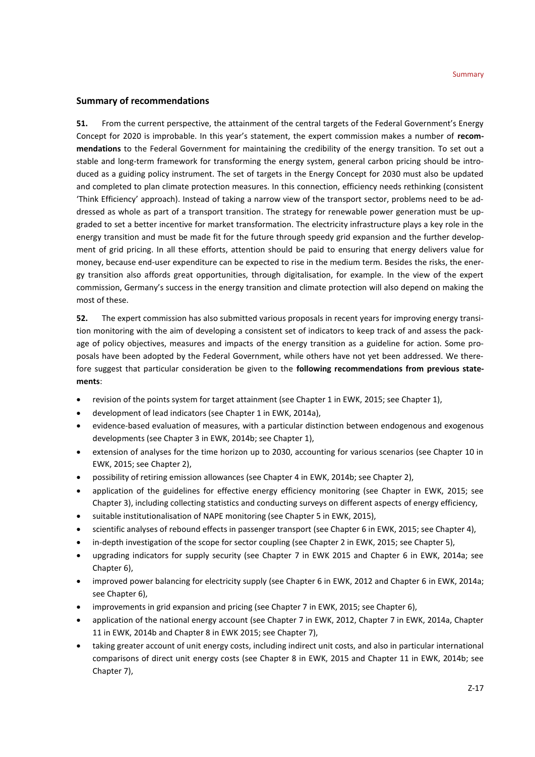## Summary of recommendations

**51.** From the current perspective, the attainment of the central targets of the Federal Government's Energy Concept for 2020 is improbable. In this year's statement, the expert commission makes a number of **recommendations** to the Federal Government for maintaining the credibility of the energy transition. To set out a stable and long-term framework for transforming the energy system, general carbon pricing should be introduced as a guiding policy instrument. The set of targets in the Energy Concept for 2030 must also be updated and completed to plan climate protection measures. In this connection, efficiency needs rethinking (consistent 'Think Efficiency' approach). Instead of taking a narrow view of the transport sector, problems need to be addressed as whole as part of a transport transition. The strategy for renewable power generation must be upgraded to set a better incentive for market transformation. The electricity infrastructure plays a key role in the energy transition and must be made fit for the future through speedy grid expansion and the further development of grid pricing. In all these efforts, attention should be paid to ensuring that energy delivers value for money, because end-user expenditure can be expected to rise in the medium term. Besides the risks, the energy transition also affords great opportunities, through digitalisation, for example. In the view of the expert commission, Germany's success in the energy transition and climate protection will also depend on making the most of these.

**52.** The expert commission has also submitted various proposals in recent years for improving energy transition monitoring with the aim of developing a consistent set of indicators to keep track of and assess the package of policy objectives, measures and impacts of the energy transition as a guideline for action. Some proposals have been adopted by the Federal Government, while others have not yet been addressed. We therefore suggest that particular consideration be given to the **following recommendations from previous statements**:

- revision of the points system for target attainment (see Chapter 1 in EWK, 2015; see Chapter 1),
- development of lead indicators (see Chapter 1 in EWK, 2014a),
- evidence-based evaluation of measures, with a particular distinction between endogenous and exogenous developments (see Chapter 3 in EWK, 2014b; see Chapter 1),
- extension of analyses for the time horizon up to 2030, accounting for various scenarios (see Chapter 10 in EWK, 2015; see Chapter 2),
- possibility of retiring emission allowances (see Chapter 4 in EWK, 2014b; see Chapter 2),
- application of the guidelines for effective energy efficiency monitoring (see Chapter in EWK, 2015; see Chapter 3), including collecting statistics and conducting surveys on different aspects of energy efficiency,
- suitable institutionalisation of NAPE monitoring (see Chapter 5 in EWK, 2015),
- scientific analyses of rebound effects in passenger transport (see Chapter 6 in EWK, 2015; see Chapter 4),
- in-depth investigation of the scope for sector coupling (see Chapter 2 in EWK, 2015; see Chapter 5),
- upgrading indicators for supply security (see Chapter 7 in EWK 2015 and Chapter 6 in EWK, 2014a; see Chapter 6),
- improved power balancing for electricity supply (see Chapter 6 in EWK, 2012 and Chapter 6 in EWK, 2014a; see Chapter 6),
- improvements in grid expansion and pricing (see Chapter 7 in EWK, 2015; see Chapter 6),
- application of the national energy account (see Chapter 7 in EWK, 2012, Chapter 7 in EWK, 2014a, Chapter 11 in EWK, 2014b and Chapter 8 in EWK 2015; see Chapter 7),
- taking greater account of unit energy costs, including indirect unit costs, and also in particular international comparisons of direct unit energy costs (see Chapter 8 in EWK, 2015 and Chapter 11 in EWK, 2014b; see Chapter 7),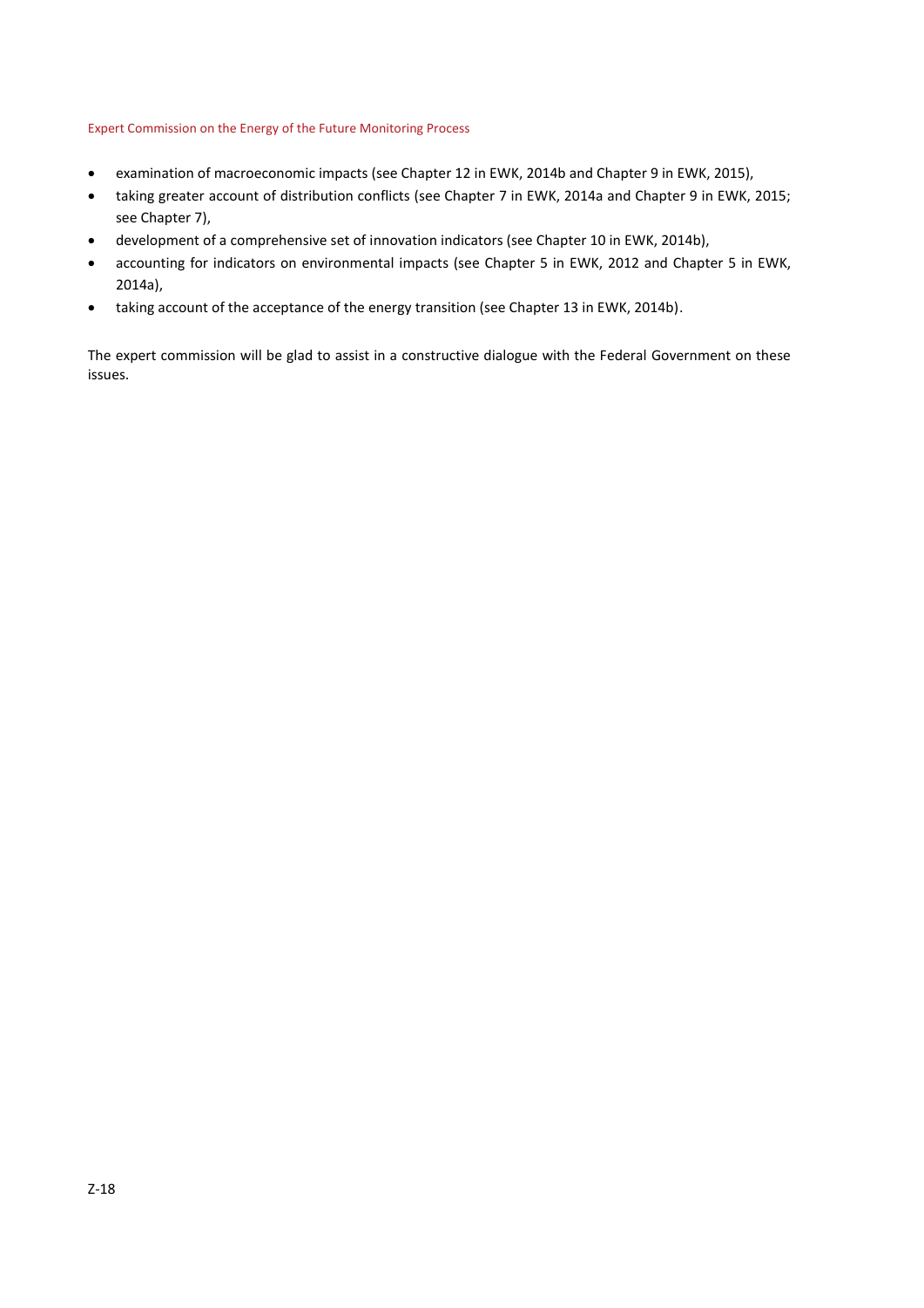- examination of macroeconomic impacts (see Chapter 12 in EWK, 2014b and Chapter 9 in EWK, 2015),
- taking greater account of distribution conflicts (see Chapter 7 in EWK, 2014a and Chapter 9 in EWK, 2015; see Chapter 7),
- development of a comprehensive set of innovation indicators (see Chapter 10 in EWK, 2014b),
- accounting for indicators on environmental impacts (see Chapter 5 in EWK, 2012 and Chapter 5 in EWK, 2014a),
- taking account of the acceptance of the energy transition (see Chapter 13 in EWK, 2014b).

The expert commission will be glad to assist in a constructive dialogue with the Federal Government on these issues.